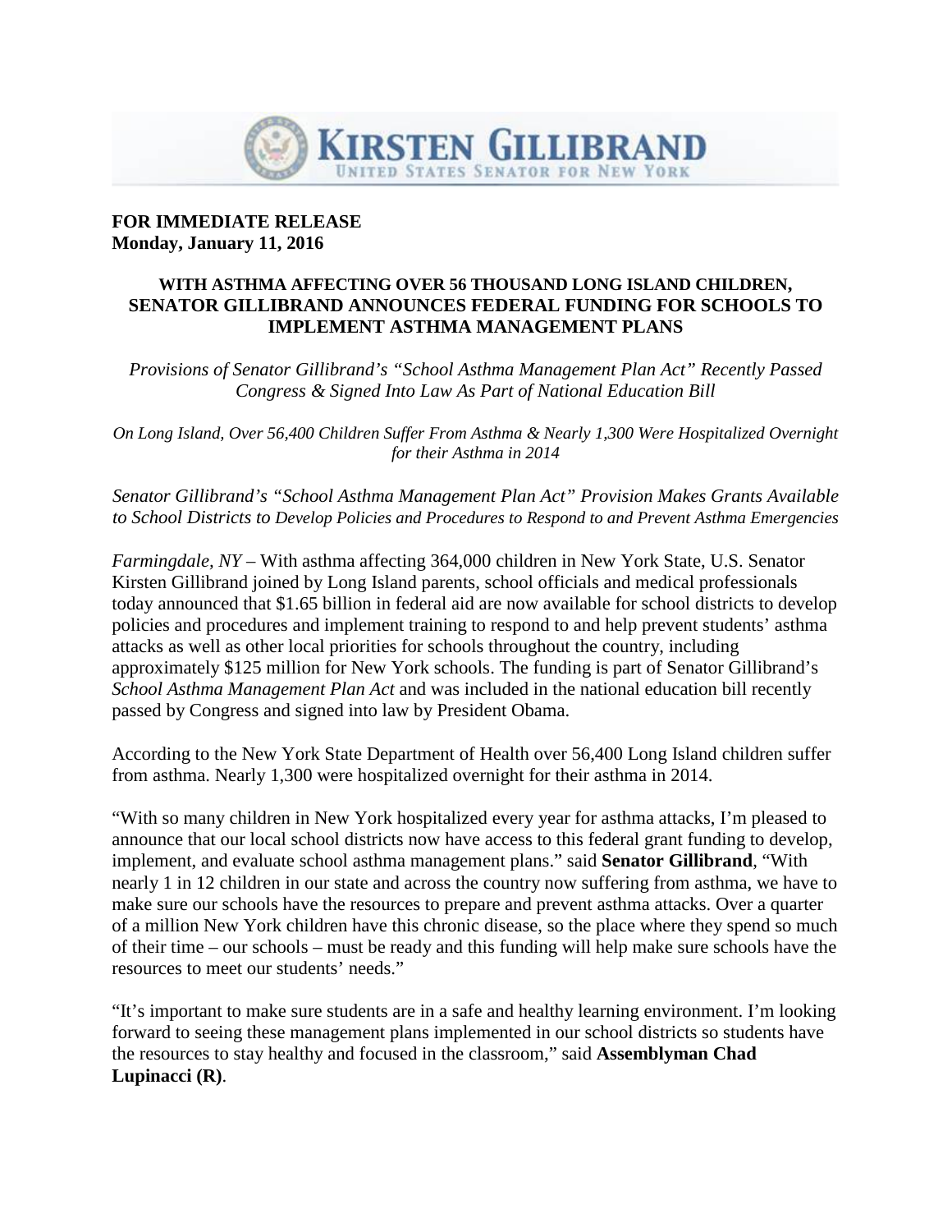**KIRSTEN GILLIBRAND**
UNITED STATES SENATOR FOR NEW YORK

**FOR IMMEDIATE RELEASE**
**Monday, January 11, 2016**

# WITH ASTHMA AFFECTING OVER 56 THOUSAND LONG ISLAND CHILDREN, SENATOR GILLIBRAND ANNOUNCES FEDERAL FUNDING FOR SCHOOLS TO IMPLEMENT ASTHMA MANAGEMENT PLANS

*Provisions of Senator Gillibrand's "School Asthma Management Plan Act" Recently Passed Congress & Signed Into Law As Part of National Education Bill*

*On Long Island, Over 56,400 Children Suffer From Asthma & Nearly 1,300 Were Hospitalized Overnight for their Asthma in 2014*

*Senator Gillibrand's "School Asthma Management Plan Act" Provision Makes Grants Available to School Districts to Develop Policies and Procedures to Respond to and Prevent Asthma Emergencies*

*Farmingdale, NY* – With asthma affecting 364,000 children in New York State, U.S. Senator Kirsten Gillibrand joined by Long Island parents, school officials and medical professionals today announced that $1.65 billion in federal aid are now available for school districts to develop policies and procedures and implement training to respond to and help prevent students' asthma attacks as well as other local priorities for schools throughout the country, including approximately $125 million for New York schools. The funding is part of Senator Gillibrand's *School Asthma Management Plan Act* and was included in the national education bill recently passed by Congress and signed into law by President Obama.

According to the New York State Department of Health over 56,400 Long Island children suffer from asthma. Nearly 1,300 were hospitalized overnight for their asthma in 2014.

"With so many children in New York hospitalized every year for asthma attacks, I'm pleased to announce that our local school districts now have access to this federal grant funding to develop, implement, and evaluate school asthma management plans." said **Senator Gillibrand**, "With nearly 1 in 12 children in our state and across the country now suffering from asthma, we have to make sure our schools have the resources to prepare and prevent asthma attacks. Over a quarter of a million New York children have this chronic disease, so the place where they spend so much of their time – our schools – must be ready and this funding will help make sure schools have the resources to meet our students' needs."

"It's important to make sure students are in a safe and healthy learning environment. I'm looking forward to seeing these management plans implemented in our school districts so students have the resources to stay healthy and focused in the classroom," said **Assemblyman Chad Lupinacci (R)**.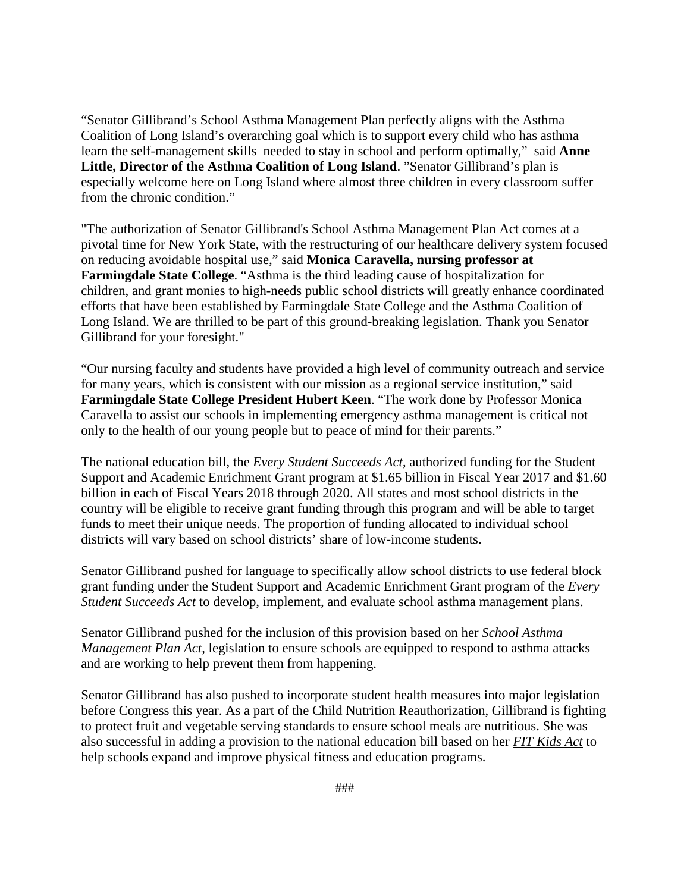"Senator Gillibrand's School Asthma Management Plan perfectly aligns with the Asthma Coalition of Long Island's overarching goal which is to support every child who has asthma learn the self-management skills needed to stay in school and perform optimally," said **Anne Little, Director of the Asthma Coalition of Long Island**. "Senator Gillibrand's plan is especially welcome here on Long Island where almost three children in every classroom suffer from the chronic condition."

"The authorization of Senator Gillibrand's School Asthma Management Plan Act comes at a pivotal time for New York State, with the restructuring of our healthcare delivery system focused on reducing avoidable hospital use," said **Monica Caravella, nursing professor at Farmingdale State College**. "Asthma is the third leading cause of hospitalization for children, and grant monies to high-needs public school districts will greatly enhance coordinated efforts that have been established by Farmingdale State College and the Asthma Coalition of Long Island. We are thrilled to be part of this ground-breaking legislation. Thank you Senator Gillibrand for your foresight."

"Our nursing faculty and students have provided a high level of community outreach and service for many years, which is consistent with our mission as a regional service institution," said **Farmingdale State College President Hubert Keen**. "The work done by Professor Monica Caravella to assist our schools in implementing emergency asthma management is critical not only to the health of our young people but to peace of mind for their parents."

The national education bill, the *Every Student Succeeds Act*, authorized funding for the Student Support and Academic Enrichment Grant program at $1.65 billion in Fiscal Year 2017 and $1.60 billion in each of Fiscal Years 2018 through 2020. All states and most school districts in the country will be eligible to receive grant funding through this program and will be able to target funds to meet their unique needs. The proportion of funding allocated to individual school districts will vary based on school districts' share of low-income students.

Senator Gillibrand pushed for language to specifically allow school districts to use federal block grant funding under the Student Support and Academic Enrichment Grant program of the *Every Student Succeeds Act* to develop, implement, and evaluate school asthma management plans.

Senator Gillibrand pushed for the inclusion of this provision based on her *School Asthma Management Plan Act*, legislation to ensure schools are equipped to respond to asthma attacks and are working to help prevent them from happening.

Senator Gillibrand has also pushed to incorporate student health measures into major legislation before Congress this year. As a part of the Child Nutrition Reauthorization, Gillibrand is fighting to protect fruit and vegetable serving standards to ensure school meals are nutritious. She was also successful in adding a provision to the national education bill based on her *FIT Kids Act* to help schools expand and improve physical fitness and education programs.

###